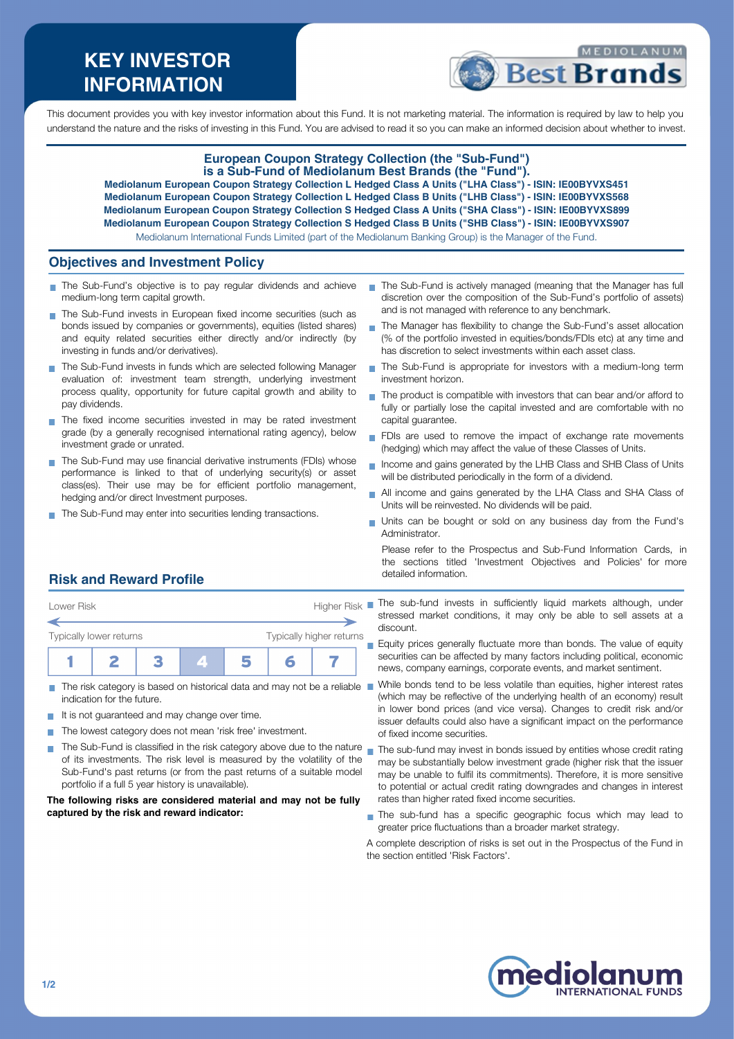# KEY INVESTOR INFORMATION

This document provides you with key investor information about this Fund. It is not marketing material. The information is required by law to help you understand the nature and the risks of investing in this Fund. You are advised to read it so you can make an informed decision about whether to invest.

**European Coupon Strategy Collection (the "Sub-Fund") is a Sub-Fund of Mediolanum Best Brands (the "Fund").**

**Mediolanum European Coupon Strategy Collection L Hedged Class A Units ("LHA Class") - ISIN: IE00BYVXS451**
**Mediolanum European Coupon Strategy Collection L Hedged Class B Units ("LHB Class") - ISIN: IE00BYVXS568**
**Mediolanum European Coupon Strategy Collection S Hedged Class A Units ("SHA Class") - ISIN: IE00BYVXS899**
**Mediolanum European Coupon Strategy Collection S Hedged Class B Units ("SHB Class") - ISIN: IE00BYVXS907**

Mediolanum International Funds Limited (part of the Mediolanum Banking Group) is the Manager of the Fund.

## Objectives and Investment Policy

- The Sub-Fund's objective is to pay regular dividends and achieve medium-long term capital growth.
- The Sub-Fund invests in European fixed income securities (such as bonds issued by companies or governments), equities (listed shares) and equity related securities either directly and/or indirectly (by investing in funds and/or derivatives).
- The Sub-Fund invests in funds which are selected following Manager evaluation of: investment team strength, underlying investment process quality, opportunity for future capital growth and ability to pay dividends.
- The fixed income securities invested in may be rated investment grade (by a generally recognised international rating agency), below investment grade or unrated.
- The Sub-Fund may use financial derivative instruments (FDIs) whose performance is linked to that of underlying security(s) or asset class(es). Their use may be for efficient portfolio management, hedging and/or direct Investment purposes.
- The Sub-Fund may enter into securities lending transactions.
- The Sub-Fund is actively managed (meaning that the Manager has full discretion over the composition of the Sub-Fund's portfolio of assets) and is not managed with reference to any benchmark.
- The Manager has flexibility to change the Sub-Fund's asset allocation (% of the portfolio invested in equities/bonds/FDIs etc) at any time and has discretion to select investments within each asset class.
- The Sub-Fund is appropriate for investors with a medium-long term investment horizon.
- The product is compatible with investors that can bear and/or afford to fully or partially lose the capital invested and are comfortable with no capital guarantee.
- FDIs are used to remove the impact of exchange rate movements (hedging) which may affect the value of these Classes of Units.
- Income and gains generated by the LHB Class and SHB Class of Units will be distributed periodically in the form of a dividend.
- All income and gains generated by the LHA Class and SHA Class of Units will be reinvested. No dividends will be paid.
- Units can be bought or sold on any business day from the Fund's Administrator.

Please refer to the Prospectus and Sub-Fund Information Cards, in the sections titled 'Investment Objectives and Policies' for more detailed information.

## Risk and Reward Profile

Lower Risk — Higher Risk

Typically lower returns — Typically higher returns

| 1 | 2 | 3 | **4** | 5 | 6 | 7 |
|---|---|---|---|---|---|---|

- The risk category is based on historical data and may not be a reliable indication for the future.
- It is not guaranteed and may change over time.
- The lowest category does not mean 'risk free' investment.
- The Sub-Fund is classified in the risk category above due to the nature of its investments. The risk level is measured by the volatility of the Sub-Fund's past returns (or from the past returns of a suitable model portfolio if a full 5 year history is unavailable).

**The following risks are considered material and may not be fully captured by the risk and reward indicator:**

- The sub-fund invests in sufficiently liquid markets although, under stressed market conditions, it may only be able to sell assets at a discount.
- Equity prices generally fluctuate more than bonds. The value of equity securities can be affected by many factors including political, economic news, company earnings, corporate events, and market sentiment.
- While bonds tend to be less volatile than equities, higher interest rates (which may be reflective of the underlying health of an economy) result in lower bond prices (and vice versa). Changes to credit risk and/or issuer defaults could also have a significant impact on the performance of fixed income securities.
- The sub-fund may invest in bonds issued by entities whose credit rating may be substantially below investment grade (higher risk that the issuer may be unable to fulfil its commitments). Therefore, it is more sensitive to potential or actual credit rating downgrades and changes in interest rates than higher rated fixed income securities.
- The sub-fund has a specific geographic focus which may lead to greater price fluctuations than a broader market strategy.

A complete description of risks is set out in the Prospectus of the Fund in the section entitled 'Risk Factors'.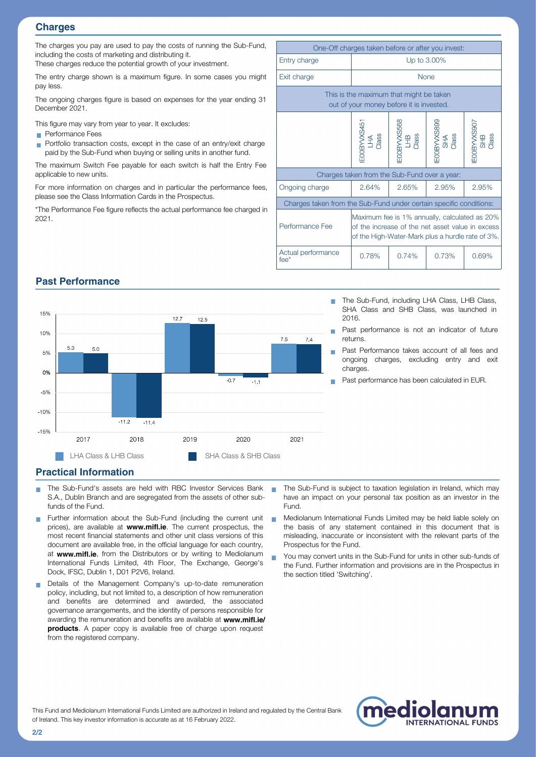## Charges

The charges you pay are used to pay the costs of running the Sub-Fund, including the costs of marketing and distributing it.
These charges reduce the potential growth of your investment.

The entry charge shown is a maximum figure. In some cases you might pay less.

The ongoing charges figure is based on expenses for the year ending 31 December 2021.

This figure may vary from year to year. It excludes:

- Performance Fees
- Portfolio transaction costs, except in the case of an entry/exit charge paid by the Sub-Fund when buying or selling units in another fund.

The maximum Switch Fee payable for each switch is half the Entry Fee applicable to new units.

For more information on charges and in particular the performance fees, please see the Class Information Cards in the Prospectus.

*The Performance Fee figure reflects the actual performance fee charged in 2021.

| One-Off charges taken before or after you invest: | | | | |
|---|---|---|---|---|
| Entry charge | Up to 3.00% | | | |
| Exit charge | None | | | |
| This is the maximum that might be taken out of your money before it is invested. | | | | |
| | IE00BYVXS451 LHA Class | IE00BYVXS568 LHB Class | IE00BYVXS899 SHA Class | IE00BYVXS907 SHB Class |
| Charges taken from the Sub-Fund over a year: | | | | |
| Ongoing charge | 2.64% | 2.65% | 2.95% | 2.95% |
| Charges taken from the Sub-Fund under certain specific conditions: | | | | |
| Performance Fee | Maximum fee is 1% annually, calculated as 20% of the increase of the net asset value in excess of the High-Water-Mark plus a hurdle rate of 3%. | | | |
| Actual performance fee* | 0.78% | 0.74% | 0.73% | 0.69% |

## Past Performance

15%
10%
5%
0%
-5%
-10%
-15%

5.3 5.0
-11.2 -11.4
12.7 12.5
-0.7 -1.1
7.5 7.4

2017 2018 2019 2020 2021

LHA Class & LHB Class
SHA Class & SHB Class

- The Sub-Fund, including LHA Class, LHB Class, SHA Class and SHB Class, was launched in 2016.
- Past performance is not an indicator of future returns.
- Past Performance takes account of all fees and ongoing charges, excluding entry and exit charges.
- Past performance has been calculated in EUR.

## Practical Information

- The Sub-Fund's assets are held with RBC Investor Services Bank S.A., Dublin Branch and are segregated from the assets of other sub-funds of the Fund.
- Further information about the Sub-Fund (including the current unit prices), are available at **www.mifl.ie**. The current prospectus, the most recent financial statements and other unit class versions of this document are available free, in the official language for each country, at **www.mifl.ie**, from the Distributors or by writing to Mediolanum International Funds Limited, 4th Floor, The Exchange, George's Dock, IFSC, Dublin 1, D01 P2V6, Ireland.
- Details of the Management Company's up-to-date remuneration policy, including, but not limited to, a description of how remuneration and benefits are determined and awarded, the associated governance arrangements, and the identity of persons responsible for awarding the remuneration and benefits are available at **www.mifl.ie/products**. A paper copy is available free of charge upon request from the registered company.
- The Sub-Fund is subject to taxation legislation in Ireland, which may have an impact on your personal tax position as an investor in the Fund.
- Mediolanum International Funds Limited may be held liable solely on the basis of any statement contained in this document that is misleading, inaccurate or inconsistent with the relevant parts of the Prospectus for the Fund.
- You may convert units in the Sub-Fund for units in other sub-funds of the Fund. Further information and provisions are in the Prospectus in the section titled 'Switching'.

This Fund and Mediolanum International Funds Limited are authorized in Ireland and regulated by the Central Bank of Ireland. This key investor information is accurate as at 16 February 2022.